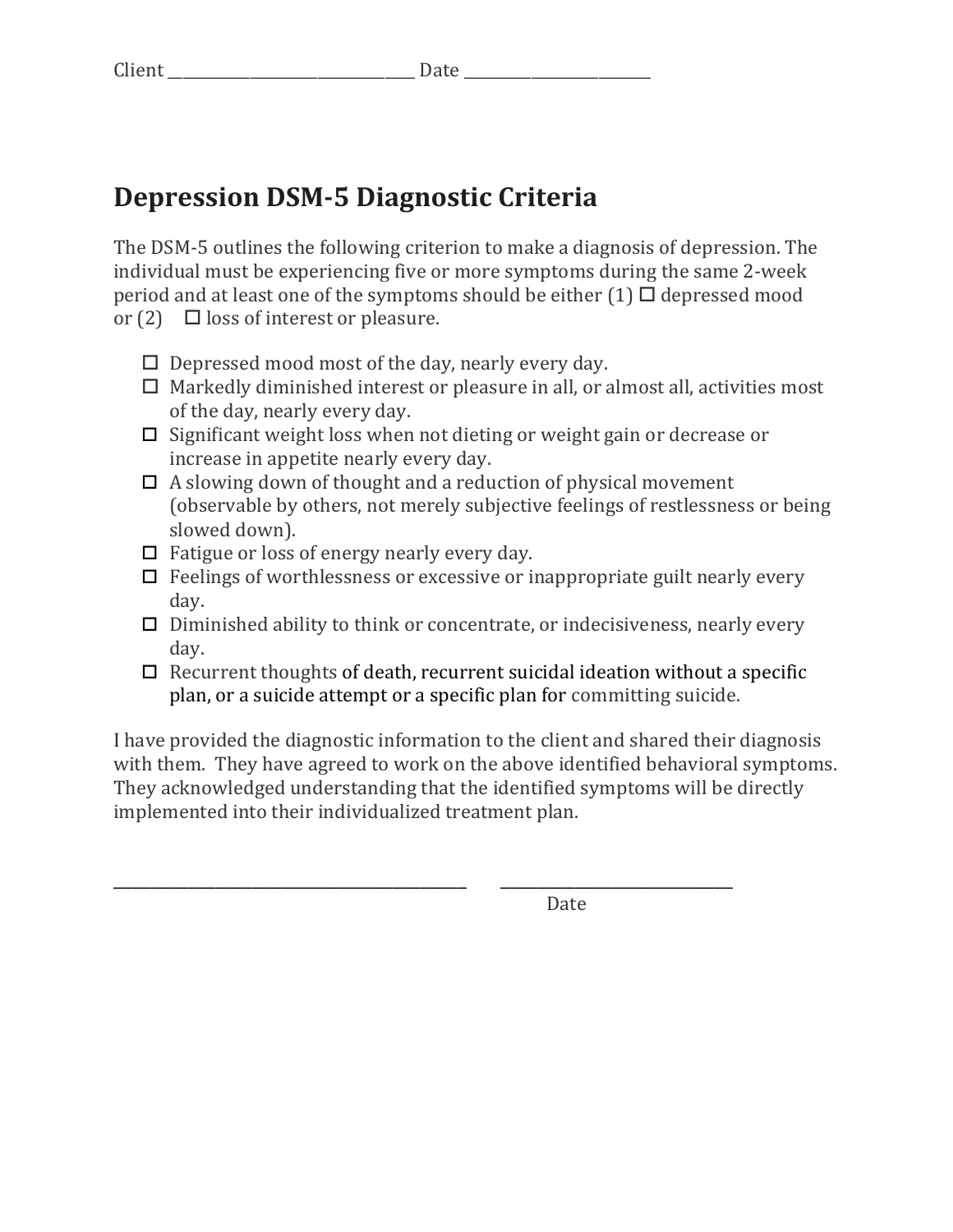Client ______________________________ Date ________________________

# Depression DSM-5 Diagnostic Criteria

The DSM-5 outlines the following criterion to make a diagnosis of depression. The individual must be experiencing five or more symptoms during the same 2-week period and at least one of the symptoms should be either (1) ☐ depressed mood or (2) ☐ loss of interest or pleasure.

- ☐ Depressed mood most of the day, nearly every day.
- ☐ Markedly diminished interest or pleasure in all, or almost all, activities most of the day, nearly every day.
- ☐ Significant weight loss when not dieting or weight gain or decrease or increase in appetite nearly every day.
- ☐ A slowing down of thought and a reduction of physical movement (observable by others, not merely subjective feelings of restlessness or being slowed down).
- ☐ Fatigue or loss of energy nearly every day.
- ☐ Feelings of worthlessness or excessive or inappropriate guilt nearly every day.
- ☐ Diminished ability to think or concentrate, or indecisiveness, nearly every day.
- ☐ Recurrent thoughts of death, recurrent suicidal ideation without a specific plan, or a suicide attempt or a specific plan for committing suicide.

I have provided the diagnostic information to the client and shared their diagnosis with them. They have agreed to work on the above identified behavioral symptoms. They acknowledged understanding that the identified symptoms will be directly implemented into their individualized treatment plan.

_____________________________________________ ______________________________

Date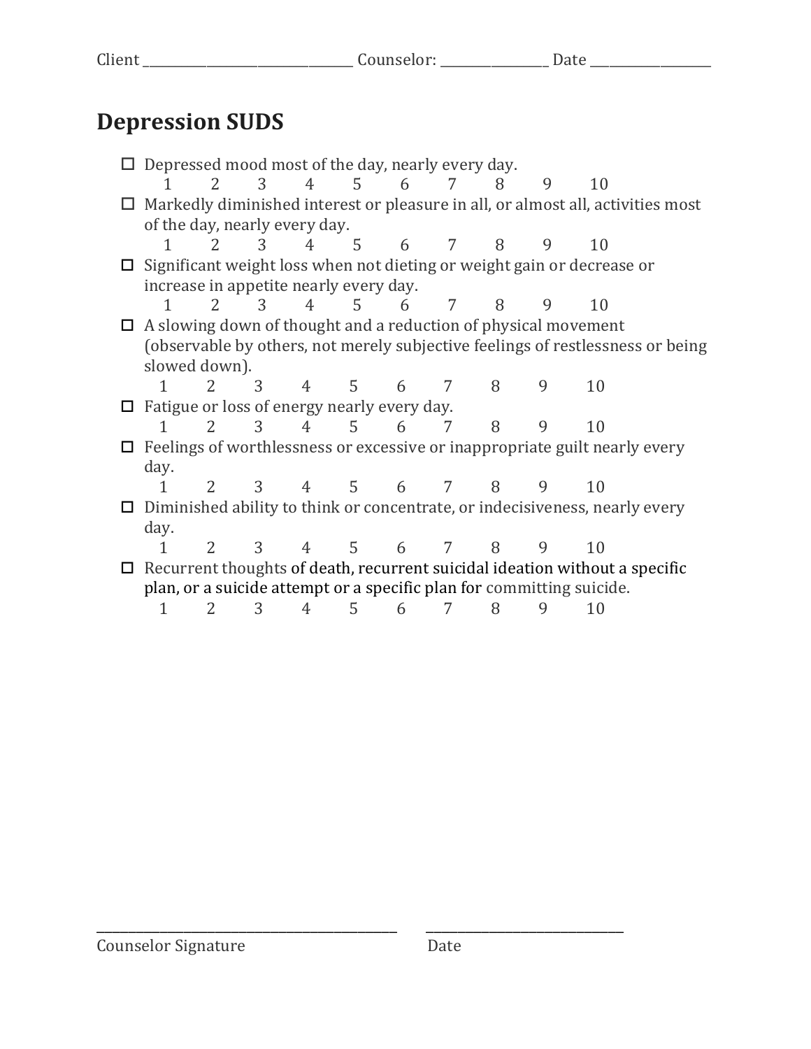Client ______________________________ Counselor: _______________ Date _________________

# Depression SUDS

- ☐ Depressed mood most of the day, nearly every day.
  1 2 3 4 5 6 7 8 9 10
- ☐ Markedly diminished interest or pleasure in all, or almost all, activities most of the day, nearly every day.
  1 2 3 4 5 6 7 8 9 10
- ☐ Significant weight loss when not dieting or weight gain or decrease or increase in appetite nearly every day.
  1 2 3 4 5 6 7 8 9 10
- ☐ A slowing down of thought and a reduction of physical movement (observable by others, not merely subjective feelings of restlessness or being slowed down).
  1 2 3 4 5 6 7 8 9 10
- ☐ Fatigue or loss of energy nearly every day.
  1 2 3 4 5 6 7 8 9 10
- ☐ Feelings of worthlessness or excessive or inappropriate guilt nearly every day.
  1 2 3 4 5 6 7 8 9 10
- ☐ Diminished ability to think or concentrate, or indecisiveness, nearly every day.
  1 2 3 4 5 6 7 8 9 10
- ☐ Recurrent thoughts of death, recurrent suicidal ideation without a specific plan, or a suicide attempt or a specific plan for committing suicide.
  1 2 3 4 5 6 7 8 9 10

_____________________________________________ ______________________________

Counselor Signature Date